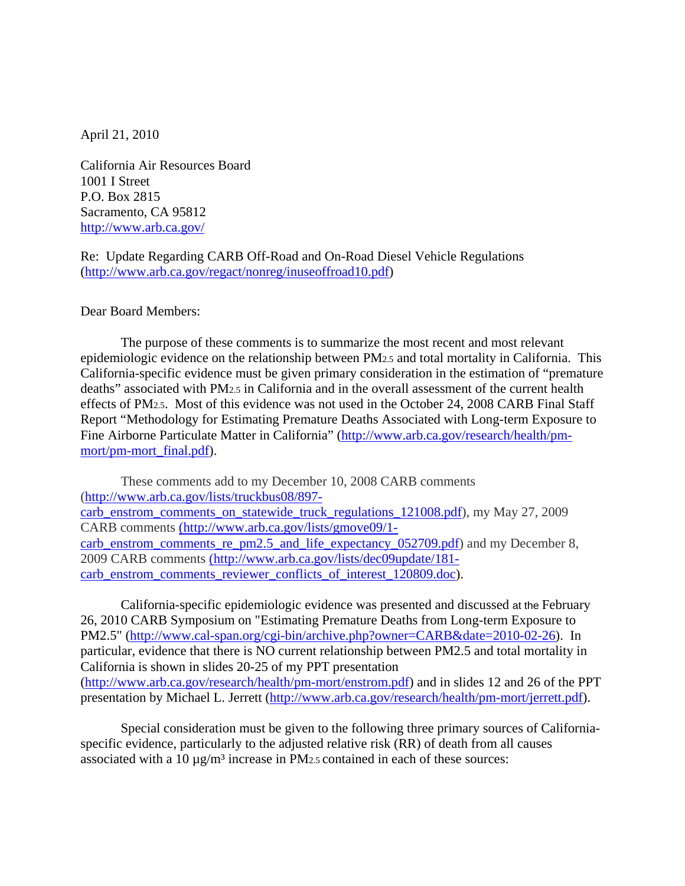April 21, 2010

California Air Resources Board
1001 I Street
P.O. Box 2815
Sacramento, CA 95812
http://www.arb.ca.gov/

Re: Update Regarding CARB Off-Road and On-Road Diesel Vehicle Regulations (http://www.arb.ca.gov/regact/nonreg/inuseoffroad10.pdf)

Dear Board Members:

The purpose of these comments is to summarize the most recent and most relevant epidemiologic evidence on the relationship between $PM_{2.5}$ and total mortality in California. This California-specific evidence must be given primary consideration in the estimation of "premature deaths" associated with $PM_{2.5}$ in California and in the overall assessment of the current health effects of $PM_{2.5}$. Most of this evidence was not used in the October 24, 2008 CARB Final Staff Report "Methodology for Estimating Premature Deaths Associated with Long-term Exposure to Fine Airborne Particulate Matter in California" (http://www.arb.ca.gov/research/health/pm-mort/pm-mort_final.pdf).

These comments add to my December 10, 2008 CARB comments (http://www.arb.ca.gov/lists/truckbus08/897-carb_enstrom_comments_on_statewide_truck_regulations_121008.pdf), my May 27, 2009 CARB comments (http://www.arb.ca.gov/lists/gmove09/1-carb_enstrom_comments_re_pm2.5_and_life_expectancy_052709.pdf) and my December 8, 2009 CARB comments (http://www.arb.ca.gov/lists/dec09update/181-carb_enstrom_comments_reviewer_conflicts_of_interest_120809.doc).

California-specific epidemiologic evidence was presented and discussed at the February 26, 2010 CARB Symposium on "Estimating Premature Deaths from Long-term Exposure to PM2.5" (http://www.cal-span.org/cgi-bin/archive.php?owner=CARB&date=2010-02-26). In particular, evidence that there is NO current relationship between PM2.5 and total mortality in California is shown in slides 20-25 of my PPT presentation (http://www.arb.ca.gov/research/health/pm-mort/enstrom.pdf) and in slides 12 and 26 of the PPT presentation by Michael L. Jerrett (http://www.arb.ca.gov/research/health/pm-mort/jerrett.pdf).

Special consideration must be given to the following three primary sources of California-specific evidence, particularly to the adjusted relative risk (RR) of death from all causes associated with a 10 µg/m³ increase in $PM_{2.5}$ contained in each of these sources: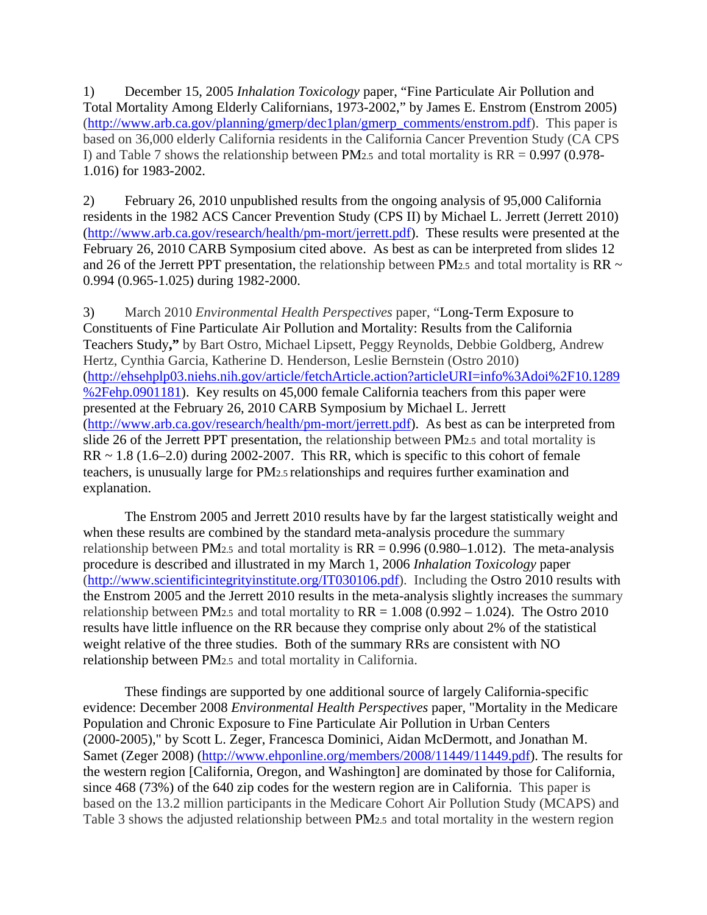1) December 15, 2005 *Inhalation Toxicology* paper, "Fine Particulate Air Pollution and Total Mortality Among Elderly Californians, 1973-2002," by James E. Enstrom (Enstrom 2005) (http://www.arb.ca.gov/planning/gmerp/dec1plan/gmerp_comments/enstrom.pdf). This paper is based on 36,000 elderly California residents in the California Cancer Prevention Study (CA CPS I) and Table 7 shows the relationship between $PM_{2.5}$ and total mortality is RR = 0.997 (0.978-1.016) for 1983-2002.

2) February 26, 2010 unpublished results from the ongoing analysis of 95,000 California residents in the 1982 ACS Cancer Prevention Study (CPS II) by Michael L. Jerrett (Jerrett 2010) (http://www.arb.ca.gov/research/health/pm-mort/jerrett.pdf). These results were presented at the February 26, 2010 CARB Symposium cited above. As best as can be interpreted from slides 12 and 26 of the Jerrett PPT presentation, the relationship between $PM_{2.5}$ and total mortality is RR ~ 0.994 (0.965-1.025) during 1982-2000.

3) March 2010 *Environmental Health Perspectives* paper, "Long-Term Exposure to Constituents of Fine Particulate Air Pollution and Mortality: Results from the California Teachers Study," by Bart Ostro, Michael Lipsett, Peggy Reynolds, Debbie Goldberg, Andrew Hertz, Cynthia Garcia, Katherine D. Henderson, Leslie Bernstein (Ostro 2010) (http://ehsehplp03.niehs.nih.gov/article/fetchArticle.action?articleURI=info%3Adoi%2F10.1289%2Fehp.0901181). Key results on 45,000 female California teachers from this paper were presented at the February 26, 2010 CARB Symposium by Michael L. Jerrett (http://www.arb.ca.gov/research/health/pm-mort/jerrett.pdf). As best as can be interpreted from slide 26 of the Jerrett PPT presentation, the relationship between $PM_{2.5}$ and total mortality is RR ~ 1.8 (1.6–2.0) during 2002-2007. This RR, which is specific to this cohort of female teachers, is unusually large for $PM_{2.5}$ relationships and requires further examination and explanation.

The Enstrom 2005 and Jerrett 2010 results have by far the largest statistically weight and when these results are combined by the standard meta-analysis procedure the summary relationship between $PM_{2.5}$ and total mortality is RR = 0.996 (0.980–1.012). The meta-analysis procedure is described and illustrated in my March 1, 2006 *Inhalation Toxicology* paper (http://www.scientificintegrityinstitute.org/IT030106.pdf). Including the Ostro 2010 results with the Enstrom 2005 and the Jerrett 2010 results in the meta-analysis slightly increases the summary relationship between $PM_{2.5}$ and total mortality to RR = 1.008 (0.992 – 1.024). The Ostro 2010 results have little influence on the RR because they comprise only about 2% of the statistical weight relative of the three studies. Both of the summary RRs are consistent with NO relationship between $PM_{2.5}$ and total mortality in California.

These findings are supported by one additional source of largely California-specific evidence: December 2008 *Environmental Health Perspectives* paper, "Mortality in the Medicare Population and Chronic Exposure to Fine Particulate Air Pollution in Urban Centers (2000-2005)," by Scott L. Zeger, Francesca Dominici, Aidan McDermott, and Jonathan M. Samet (Zeger 2008) (http://www.ehponline.org/members/2008/11449/11449.pdf). The results for the western region [California, Oregon, and Washington] are dominated by those for California, since 468 (73%) of the 640 zip codes for the western region are in California. This paper is based on the 13.2 million participants in the Medicare Cohort Air Pollution Study (MCAPS) and Table 3 shows the adjusted relationship between $PM_{2.5}$ and total mortality in the western region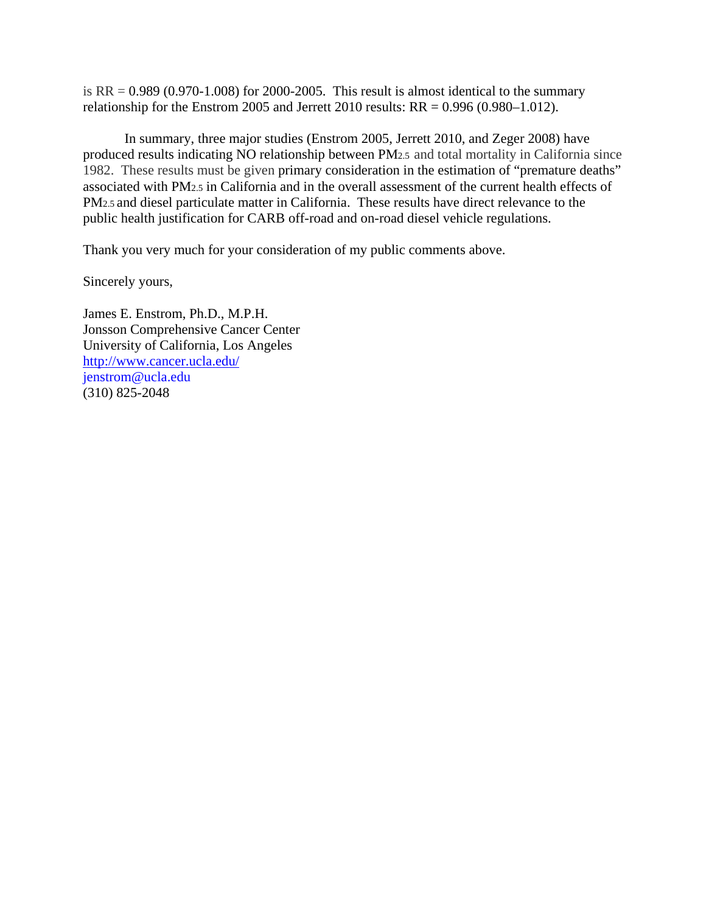is RR = 0.989 (0.970-1.008) for 2000-2005. This result is almost identical to the summary relationship for the Enstrom 2005 and Jerrett 2010 results: RR = 0.996 (0.980–1.012).

In summary, three major studies (Enstrom 2005, Jerrett 2010, and Zeger 2008) have produced results indicating NO relationship between $PM_{2.5}$ and total mortality in California since 1982. These results must be given primary consideration in the estimation of "premature deaths" associated with $PM_{2.5}$ in California and in the overall assessment of the current health effects of $PM_{2.5}$ and diesel particulate matter in California. These results have direct relevance to the public health justification for CARB off-road and on-road diesel vehicle regulations.

Thank you very much for your consideration of my public comments above.

Sincerely yours,

James E. Enstrom, Ph.D., M.P.H.
Jonsson Comprehensive Cancer Center
University of California, Los Angeles
http://www.cancer.ucla.edu/
jenstrom@ucla.edu
(310) 825-2048